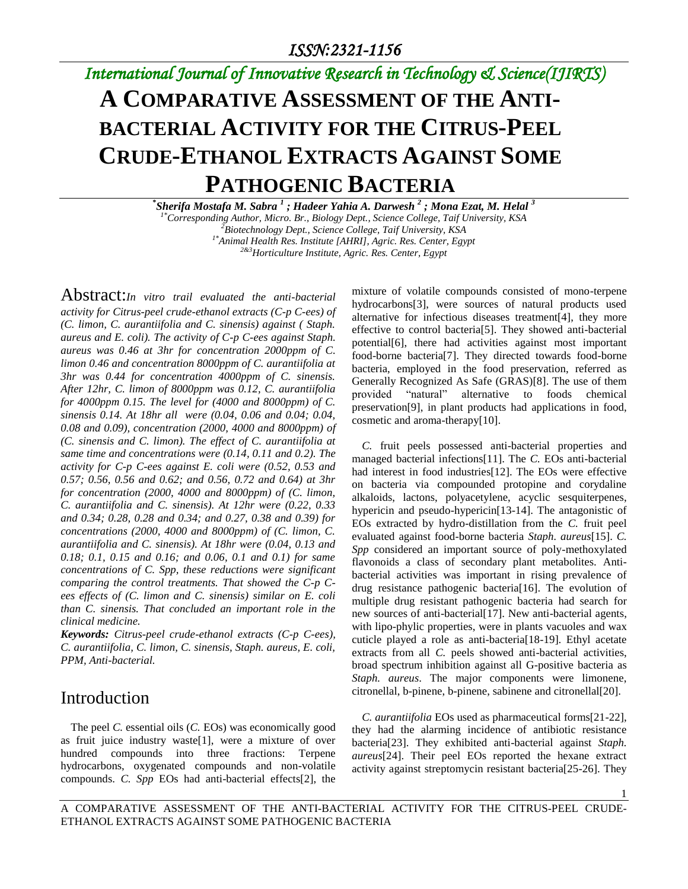# A COMPARATIVE ASSESSMENT OF THE ANTI-BACTERIAL ACTIVITY FOR THE CITRUS-PEEL CRUDE-ETHANOL EXTRACTS AGAINST SOME PATHOGENIC BACTERIA

**\*Sherifa Mostafa M. Sabra [1] ; Hadeer Yahia A. Darwesh [2] ; Mona Ezat, M. Helal [3]**

*[1\*]Corresponding Author, Micro. Br., Biology Dept., Science College, Taif University, KSA*
*[2]Biotechnology Dept., Science College, Taif University, KSA*
*[1\*]Animal Health Res. Institute [AHRI], Agric. Res. Center, Egypt*
*[2&3]Horticulture Institute, Agric. Res. Center, Egypt*

**Abstract:** *In vitro trail evaluated the anti-bacterial activity for Citrus-peel crude-ethanol extracts (C-p C-ees) of (C. limon, C. aurantiifolia and C. sinensis) against ( Staph. aureus and E. coli). The activity of C-p C-ees against Staph. aureus was 0.46 at 3hr for concentration 2000ppm of C. limon 0.46 and concentration 8000ppm of C. aurantiifolia at 3hr was 0.44 for concentration 4000ppm of C. sinensis. After 12hr, C. limon of 8000ppm was 0.12, C. aurantiifolia for 4000ppm 0.15. The level for (4000 and 8000ppm) of C. sinensis 0.14. At 18hr all were (0.04, 0.06 and 0.04; 0.04, 0.08 and 0.09), concentration (2000, 4000 and 8000ppm) of (C. sinensis and C. limon). The effect of C. aurantiifolia at same time and concentrations were (0.14, 0.11 and 0.2). The activity for C-p C-ees against E. coli were (0.52, 0.53 and 0.57; 0.56, 0.56 and 0.62; and 0.56, 0.72 and 0.64) at 3hr for concentration (2000, 4000 and 8000ppm) of (C. limon, C. aurantiifolia and C. sinensis). At 12hr were (0.22, 0.33 and 0.34; 0.28, 0.28 and 0.34; and 0.27, 0.38 and 0.39) for concentrations (2000, 4000 and 8000ppm) of (C. limon, C. aurantiifolia and C. sinensis). At 18hr were (0.04, 0.13 and 0.18; 0.1, 0.15 and 0.16; and 0.06, 0.1 and 0.1) for same concentrations of C. Spp, these reductions were significant comparing the control treatments. That showed the C-p C-ees effects of (C. limon and C. sinensis) similar on E. coli than C. sinensis. That concluded an important role in the clinical medicine.*

***Keywords:*** *Citrus-peel crude-ethanol extracts (C-p C-ees), C. aurantiifolia, C. limon, C. sinensis, Staph. aureus, E. coli, PPM, Anti-bacterial.*

## Introduction

The peel *C.* essential oils (*C.* EOs) was economically good as fruit juice industry waste[1], were a mixture of over hundred compounds into three fractions: Terpene hydrocarbons, oxygenated compounds and non-volatile compounds. *C. Spp* EOs had anti-bacterial effects[2], the mixture of volatile compounds consisted of mono-terpene hydrocarbons[3], were sources of natural products used alternative for infectious diseases treatment[4], they more effective to control bacteria[5]. They showed anti-bacterial potential[6], there had activities against most important food-borne bacteria[7]. They directed towards food-borne bacteria, employed in the food preservation, referred as Generally Recognized As Safe (GRAS)[8]. The use of them provided "natural" alternative to foods chemical preservation[9], in plant products had applications in food, cosmetic and aroma-therapy[10].

*C.* fruit peels possessed anti-bacterial properties and managed bacterial infections[11]. The *C.* EOs anti-bacterial had interest in food industries[12]. The EOs were effective on bacteria via compounded protopine and corydaline alkaloids, lactons, polyacetylene, acyclic sesquiterpenes, hypericin and pseudo-hypericin[13-14]. The antagonistic of EOs extracted by hydro-distillation from the *C.* fruit peel evaluated against food-borne bacteria *Staph. aureus*[15]. *C. Spp* considered an important source of poly-methoxylated flavonoids a class of secondary plant metabolites. Anti-bacterial activities was important in rising prevalence of drug resistance pathogenic bacteria[16]. The evolution of multiple drug resistant pathogenic bacteria had search for new sources of anti-bacterial[17]. New anti-bacterial agents, with lipo-phylic properties, were in plants vacuoles and wax cuticle played a role as anti-bacteria[18-19]. Ethyl acetate extracts from all *C.* peels showed anti-bacterial activities, broad spectrum inhibition against all G-positive bacteria as *Staph. aureus*. The major components were limonene, citronellal, b-pinene, b-pinene, sabinene and citronellal[20].

*C. aurantiifolia* EOs used as pharmaceutical forms[21-22], they had the alarming incidence of antibiotic resistance bacteria[23]. They exhibited anti-bacterial against *Staph. aureus*[24]. Their peel EOs reported the hexane extract activity against streptomycin resistant bacteria[25-26]. They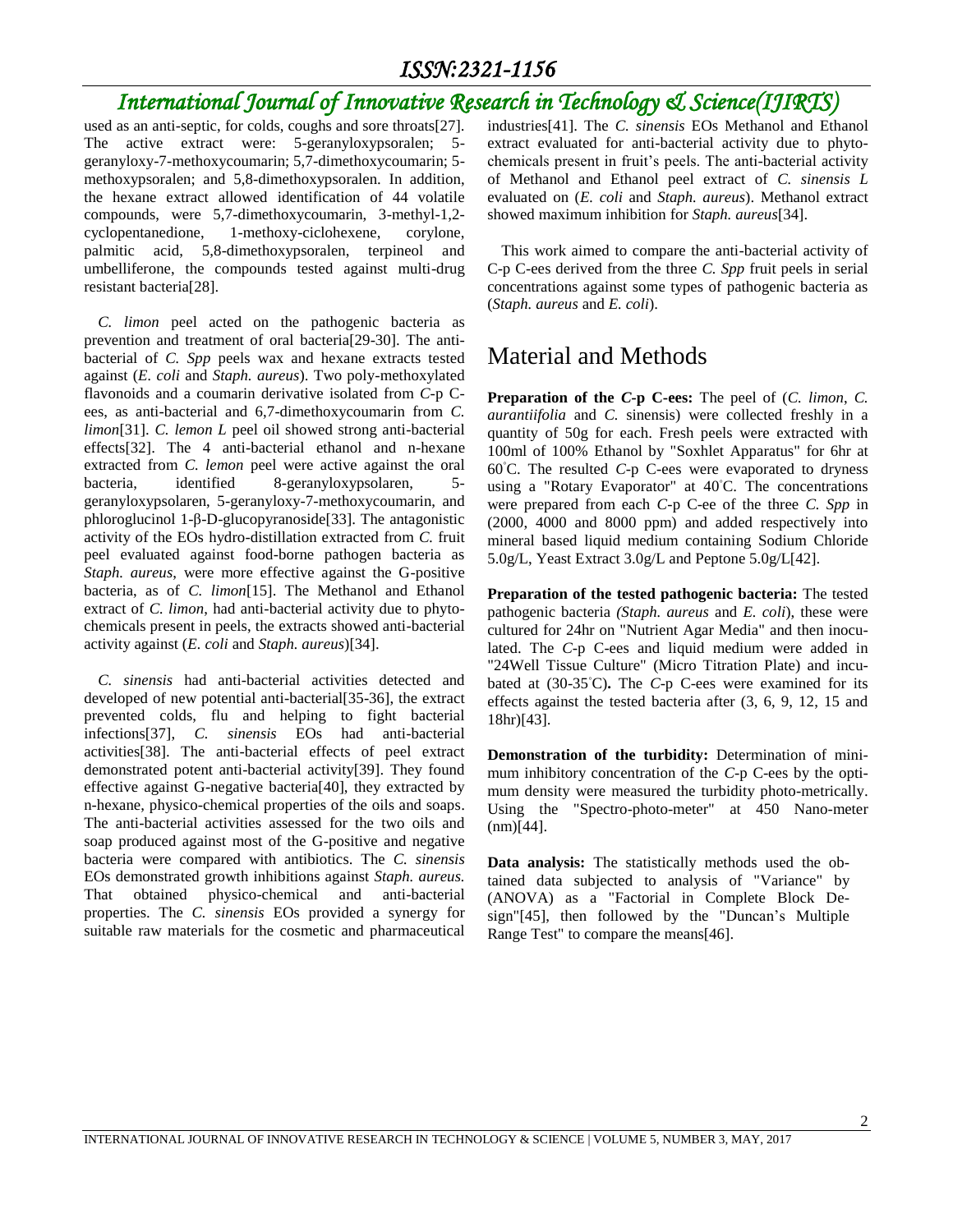used as an anti-septic, for colds, coughs and sore throats[27]. The active extract were: 5-geranyloxypsoralen; 5-geranyloxy-7-methoxycoumarin; 5,7-dimethoxycoumarin; 5-methoxypsoralen; and 5,8-dimethoxypsoralen. In addition, the hexane extract allowed identification of 44 volatile compounds, were 5,7-dimethoxycoumarin, 3-methyl-1,2-cyclopentanedione, 1-methoxy-ciclohexene, corylone, palmitic acid, 5,8-dimethoxypsoralen, terpineol and umbelliferone, the compounds tested against multi-drug resistant bacteria[28].

*C. limon* peel acted on the pathogenic bacteria as prevention and treatment of oral bacteria[29-30]. The anti-bacterial of *C. Spp* peels wax and hexane extracts tested against (*E. coli* and *Staph. aureus*). Two poly-methoxylated flavonoids and a coumarin derivative isolated from *C*-p C-ees, as anti-bacterial and 6,7-dimethoxycoumarin from *C. limon*[31]. *C. lemon L* peel oil showed strong anti-bacterial effects[32]. The 4 anti-bacterial ethanol and n-hexane extracted from *C. lemon* peel were active against the oral bacteria, identified 8-geranyloxypsolaren, 5-geranyloxypsolaren, 5-geranyloxy-7-methoxycoumarin, and phloroglucinol 1-β-D-glucopyranoside[33]. The antagonistic activity of the EOs hydro-distillation extracted from *C.* fruit peel evaluated against food-borne pathogen bacteria as *Staph. aureus*, were more effective against the G-positive bacteria, as of *C. limon*[15]. The Methanol and Ethanol extract of *C. limon*, had anti-bacterial activity due to phyto-chemicals present in peels, the extracts showed anti-bacterial activity against (*E. coli* and *Staph. aureus*)[34].

*C. sinensis* had anti-bacterial activities detected and developed of new potential anti-bacterial[35-36], the extract prevented colds, flu and helping to fight bacterial infections[37], *C. sinensis* EOs had anti-bacterial activities[38]. The anti-bacterial effects of peel extract demonstrated potent anti-bacterial activity[39]. They found effective against G-negative bacteria[40], they extracted by n-hexane, physico-chemical properties of the oils and soaps. The anti-bacterial activities assessed for the two oils and soap produced against most of the G-positive and negative bacteria were compared with antibiotics. The *C. sinensis* EOs demonstrated growth inhibitions against *Staph. aureus.* That obtained physico-chemical and anti-bacterial properties. The *C. sinensis* EOs provided a synergy for suitable raw materials for the cosmetic and pharmaceutical industries[41]. The *C. sinensis* EOs Methanol and Ethanol extract evaluated for anti-bacterial activity due to phyto-chemicals present in fruit's peels. The anti-bacterial activity of Methanol and Ethanol peel extract of *C. sinensis L* evaluated on (*E. coli* and *Staph. aureus*). Methanol extract showed maximum inhibition for *Staph. aureus*[34].

This work aimed to compare the anti-bacterial activity of C-p C-ees derived from the three *C. Spp* fruit peels in serial concentrations against some types of pathogenic bacteria as (*Staph. aureus* and *E. coli*).

# Material and Methods

**Preparation of the *C*-p C-ees:** The peel of (*C. limon*, *C. aurantiifolia* and *C.* sinensis) were collected freshly in a quantity of 50g for each. Fresh peels were extracted with 100ml of 100% Ethanol by "Soxhlet Apparatus" for 6hr at 60°C. The resulted *C*-p C-ees were evaporated to dryness using a "Rotary Evaporator" at 40°C. The concentrations were prepared from each *C*-p C-ee of the three *C. Spp* in (2000, 4000 and 8000 ppm) and added respectively into mineral based liquid medium containing Sodium Chloride 5.0g/L, Yeast Extract 3.0g/L and Peptone 5.0g/L[42].

**Preparation of the tested pathogenic bacteria:** The tested pathogenic bacteria *(Staph. aureus* and *E. coli*), these were cultured for 24hr on "Nutrient Agar Media" and then inoculated. The *C*-p C-ees and liquid medium were added in "24Well Tissue Culture" (Micro Titration Plate) and incubated at (30-35°C)**.** The *C*-p C-ees were examined for its effects against the tested bacteria after (3, 6, 9, 12, 15 and 18hr)[43].

**Demonstration of the turbidity:** Determination of minimum inhibitory concentration of the *C*-p C-ees by the optimum density were measured the turbidity photo-metrically. Using the "Spectro-photo-meter" at 450 Nano-meter (nm)[44].

**Data analysis:** The statistically methods used the obtained data subjected to analysis of "Variance" by (ANOVA) as a "Factorial in Complete Block Design"[45], then followed by the "Duncan's Multiple Range Test" to compare the means[46].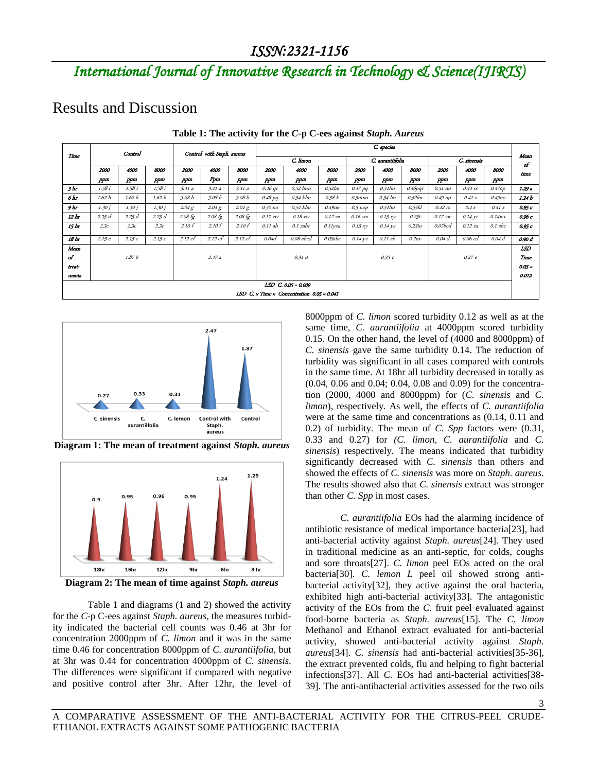## Results and Discussion

**Table 1: The activity for the *C*-p C-ees against *Staph. Aureus***

| Time | Control | | | Control with Staph. aureus | | | C. species | | | | | | | | | Mean of time |
|---|---|---|---|---|---|---|---|---|---|---|---|---|---|---|---|---|
| | | | | | | | C. limon | | | C. aurantiifolia | | | C. sinensis | | | |
| | 2000 ppm | 4000 ppm | 8000 ppm | 2000 ppm | 4000 Ppm | 8000 ppm | 2000 ppm | 4000 ppm | 8000 ppm | 2000 ppm | 4000 ppm | 8000 ppm | 2000 ppm | 4000 ppm | 8000 ppm | |
| 3 hr | 1.58 i | 1.58 i | 1.58 i | 3.41 a | 3.41 a | 3.41 a | 0.46 qr | 0.52 lmn | 0.52lm | 0.47 pq | 0.51lm | 0.46pqr | 0.51 no | 0.44 rs | 0.47op | 1.29 a |
| 6 hr | 1.62 h | 1.62 h | 1.62 h | 3.08 b | 3.08 b | 3.08 b | 0.48 pq | 0.54 klm | 0.58 k | 0.5mno | 0.54 lm | 0.52lm | 0.49 op | 0.41 s | 0.49no | 1.24 b |
| 9 hr | 1.30 j | 1.30 j | 1.30 j | 2.04 g | 2.04 g | 2.04 g | 0.50 no | 0.54 klm | 0.49no | 0.5 nop | 0.51lm | 0.55kl | 0.42 rs | 0.4 s | 0.41 s | 0.95 c |
| 12 hr | 2.25 d | 2.25 d | 2.25 d | 2.08 fg | 2.08 fg | 2.08 fg | 0.17 vw | 0.18 vw | 0.12 za | 0.16 wx | 0.15 xy | 0.25t | 0.17 vw | 0.14 yz | 0.14wx | 0.96 c |
| 15 hr | 2.3c | 2.3c | 2.3c | 2.10 f | 2.10 f | 2.10 f | 0.11 ab | 0.1 zabc | 0.11yza | 0.15 xy | 0.14 yz | 0.23tu | 0.07bcd | 0.12 za | 0.1 abc | 0.95 c |
| 18 hr | 2.15 e | 2.15 e | 2.15 e | 2.12 ef | 2.12 ef | 2.12 ef | 0.04d | 0.08 abcd | 0.09abc | 0.14 yz | 0.11 ab | 0.2uv | 0.04 d | 0.06 cd | 0.04 d | 0.90 d |
| Mean of treat-ments | 1.87 b | | | 2.47 a | | | 0.31 d | | | 0.33 c | | | 0.27 e | | | LSD Time 0.05 = 0.012 |
| LSD C. 0.05 = 0.009<br>LSD C. × Time × Concentration 0.05 = 0.041 | | | | | | | | | | | | | | | | |

**Diagram 1: The mean of treatment against *Staph. aureus***

**Diagram 2: The mean of time against *Staph. aureus***

Table 1 and diagrams (1 and 2) showed the activity for the *C*-p C-ees against *Staph. aureus*, the measures turbidity indicated the bacterial cell counts was 0.46 at 3hr for concentration 2000ppm of *C. limon* and it was in the same time 0.46 for concentration 8000ppm of *C. aurantiifolia*, but at 3hr was 0.44 for concentration 4000ppm of *C. sinensis*. The differences were significant if compared with negative and positive control after 3hr. After 12hr, the level of 8000ppm of *C. limon* scored turbidity 0.12 as well as at the same time, *C. aurantiifolia* at 4000ppm scored turbidity 0.15. On the other hand, the level of (4000 and 8000ppm) of *C. sinensis* gave the same turbidity 0.14. The reduction of turbidity was significant in all cases compared with controls in the same time. At 18hr all turbidity decreased in totally as (0.04, 0.06 and 0.04; 0.04, 0.08 and 0.09) for the concentration (2000, 4000 and 8000ppm) for (*C. sinensis* and *C. limon*), respectively. As well, the effects of *C. aurantiifolia* were at the same time and concentrations as (0.14, 0.11 and 0.2) of turbidity. The mean of *C. Spp* factors were (0.31, 0.33 and 0.27) for *(C. limon, C. aurantiifolia* and *C. sinensis*) respectively. The means indicated that turbidity significantly decreased with *C. sinensis* than others and showed the effects of *C. sinensis* was more on *Staph. aureus.* The results showed also that *C. sinensis* extract was stronger than other *C. Spp* in most cases.

*C. aurantiifolia* EOs had the alarming incidence of antibiotic resistance of medical importance bacteria[23], had anti-bacterial activity against *Staph. aureus*[24]. They used in traditional medicine as an anti-septic, for colds, coughs and sore throats[27]. *C. limon* peel EOs acted on the oral bacteria[30]. *C. lemon L* peel oil showed strong anti-bacterial activity[32], they active against the oral bacteria, exhibited high anti-bacterial activity[33]. The antagonistic activity of the EOs from the *C.* fruit peel evaluated against food-borne bacteria as *Staph. aureus*[15]. The *C. limon* Methanol and Ethanol extract evaluated for anti-bacterial activity, showed anti-bacterial activity against *Staph. aureus*[34]. *C. sinensis* had anti-bacterial activities[35-36], the extract prevented colds, flu and helping to fight bacterial infections[37]. All *C.* EOs had anti-bacterial activities[38-39]. The anti-antibacterial activities assessed for the two oils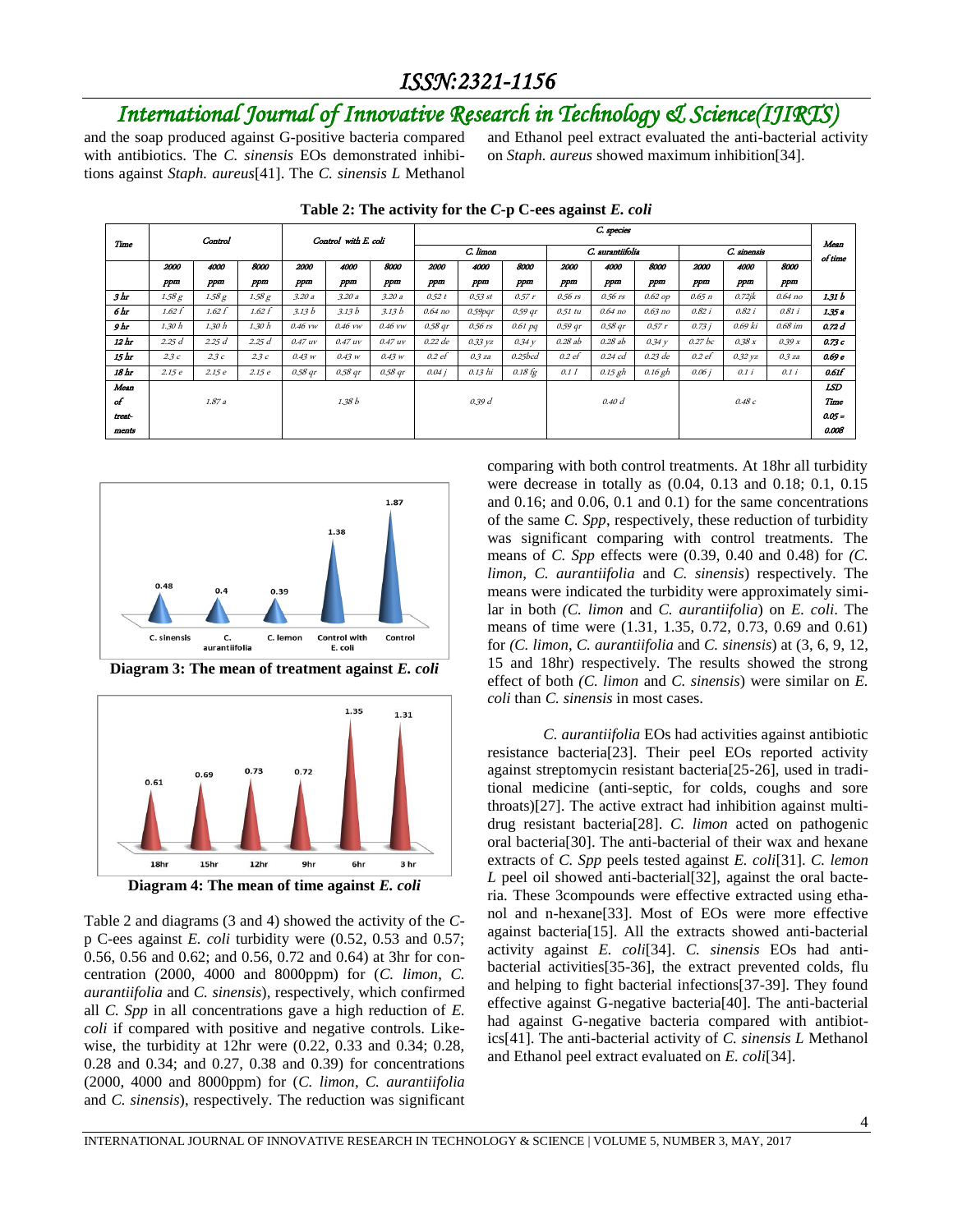and the soap produced against G-positive bacteria compared with antibiotics. The *C. sinensis* EOs demonstrated inhibitions against *Staph. aureus*[41]. The *C. sinensis L* Methanol and Ethanol peel extract evaluated the anti-bacterial activity on *Staph. aureus* showed maximum inhibition[34].

**Table 2: The activity for the *C*-p C-ees against *E. coli***

| Time | Control | | | Control with E. coli | | | C. species | | | | | | | | | Mean of time |
|---|---|---|---|---|---|---|---|---|---|---|---|---|---|---|---|---|
| | | | | | | | C. limon | | | C. aurantiifolia | | | C. sinensis | | | |
| | 2000 ppm | 4000 ppm | 8000 ppm | 2000 ppm | 4000 ppm | 8000 ppm | 2000 ppm | 4000 ppm | 8000 ppm | 2000 ppm | 4000 ppm | 8000 ppm | 2000 ppm | 4000 ppm | 8000 ppm | |
| 3 hr | 1.58 g | 1.58 g | 1.58 g | 3.20 a | 3.20 a | 3.20 a | 0.52 t | 0.53 st | 0.57 r | 0.56 rs | 0.56 rs | 0.62 op | 0.65 n | 0.72jk | 0.64 no | 1.31 b |
| 6 hr | 1.62 f | 1.62 f | 1.62 f | 3.13 b | 3.13 b | 3.13 b | 0.64 no | 0.59pqr | 0.59 qr | 0.51 tu | 0.64 no | 0.63 no | 0.82 i | 0.82 i | 0.81 i | 1.35 a |
| 9 hr | 1.30 h | 1.30 h | 1.30 h | 0.46 vw | 0.46 vw | 0.46 vw | 0.58 qr | 0.56 rs | 0.61 pq | 0.59 qr | 0.58 qr | 0.57 r | 0.73 j | 0.69 kl | 0.68 lm | 0.72 d |
| 12 hr | 2.25 d | 2.25 d | 2.25 d | 0.47 uv | 0.47 uv | 0.47 uv | 0.22 de | 0.33 yz | 0.34 y | 0.28 ab | 0.28 ab | 0.34 y | 0.27 bc | 0.38 x | 0.39 x | 0.73 c |
| 15 hr | 2.3 c | 2.3 c | 2.3 c | 0.43 w | 0.43 w | 0.43 w | 0.2 ef | 0.3 za | 0.25bcd | 0.2 ef | 0.24 cd | 0.23 de | 0.2 ef | 0.32 yz | 0.3 za | 0.69 e |
| 18 hr | 2.15 e | 2.15 e | 2.15 e | 0.58 qr | 0.58 qr | 0.58 qr | 0.04 j | 0.13 hi | 0.18 fg | 0.1 I | 0.15 gh | 0.16 gh | 0.06 j | 0.1 i | 0.1 i | 0.61f |
| Mean of treat-ments | 1.87 a | | | 1.38 b | | | 0.39 d | | | 0.40 d | | | 0.48 c | | | LSD Time 0.05 = 0.008 |

**Diagram 3: The mean of treatment against *E. coli***

**Diagram 4: The mean of time against *E. coli***

Table 2 and diagrams (3 and 4) showed the activity of the *C*-p C-ees against *E. coli* turbidity were (0.52, 0.53 and 0.57; 0.56, 0.56 and 0.62; and 0.56, 0.72 and 0.64) at 3hr for concentration (2000, 4000 and 8000ppm) for (*C. limon*, *C. aurantiifolia* and *C. sinensis*), respectively, which confirmed all *C. Spp* in all concentrations gave a high reduction of *E. coli* if compared with positive and negative controls. Likewise, the turbidity at 12hr were (0.22, 0.33 and 0.34; 0.28, 0.28 and 0.34; and 0.27, 0.38 and 0.39) for concentrations (2000, 4000 and 8000ppm) for (*C. limon*, *C. aurantiifolia* and *C. sinensis*), respectively. The reduction was significant comparing with both control treatments. At 18hr all turbidity were decrease in totally as (0.04, 0.13 and 0.18; 0.1, 0.15 and 0.16; and 0.06, 0.1 and 0.1) for the same concentrations of the same *C. Spp*, respectively, these reduction of turbidity was significant comparing with control treatments. The means of *C. Spp* effects were (0.39, 0.40 and 0.48) for *(C. limon*, *C. aurantiifolia* and *C. sinensis*) respectively. The means were indicated the turbidity were approximately similar in both *(C. limon* and *C. aurantiifolia*) on *E. coli*. The means of time were (1.31, 1.35, 0.72, 0.73, 0.69 and 0.61) for *(C. limon*, *C. aurantiifolia* and *C. sinensis*) at (3, 6, 9, 12, 15 and 18hr) respectively. The results showed the strong effect of both *(C. limon* and *C. sinensis*) were similar on *E. coli* than *C. sinensis* in most cases.

*C. aurantiifolia* EOs had activities against antibiotic resistance bacteria[23]. Their peel EOs reported activity against streptomycin resistant bacteria[25-26], used in traditional medicine (anti-septic, for colds, coughs and sore throats)[27]. The active extract had inhibition against multi-drug resistant bacteria[28]. *C. limon* acted on pathogenic oral bacteria[30]. The anti-bacterial of their wax and hexane extracts of *C. Spp* peels tested against *E. coli*[31]. *C. lemon L* peel oil showed anti-bacterial[32], against the oral bacteria. These 3compounds were effective extracted using ethanol and n-hexane[33]. Most of EOs were more effective against bacteria[15]. All the extracts showed anti-bacterial activity against *E. coli*[34]. *C. sinensis* EOs had anti-bacterial activities[35-36], the extract prevented colds, flu and helping to fight bacterial infections[37-39]. They found effective against G-negative bacteria[40]. The anti-bacterial had against G-negative bacteria compared with antibiotics[41]. The anti-bacterial activity of *C. sinensis L* Methanol and Ethanol peel extract evaluated on *E. coli*[34].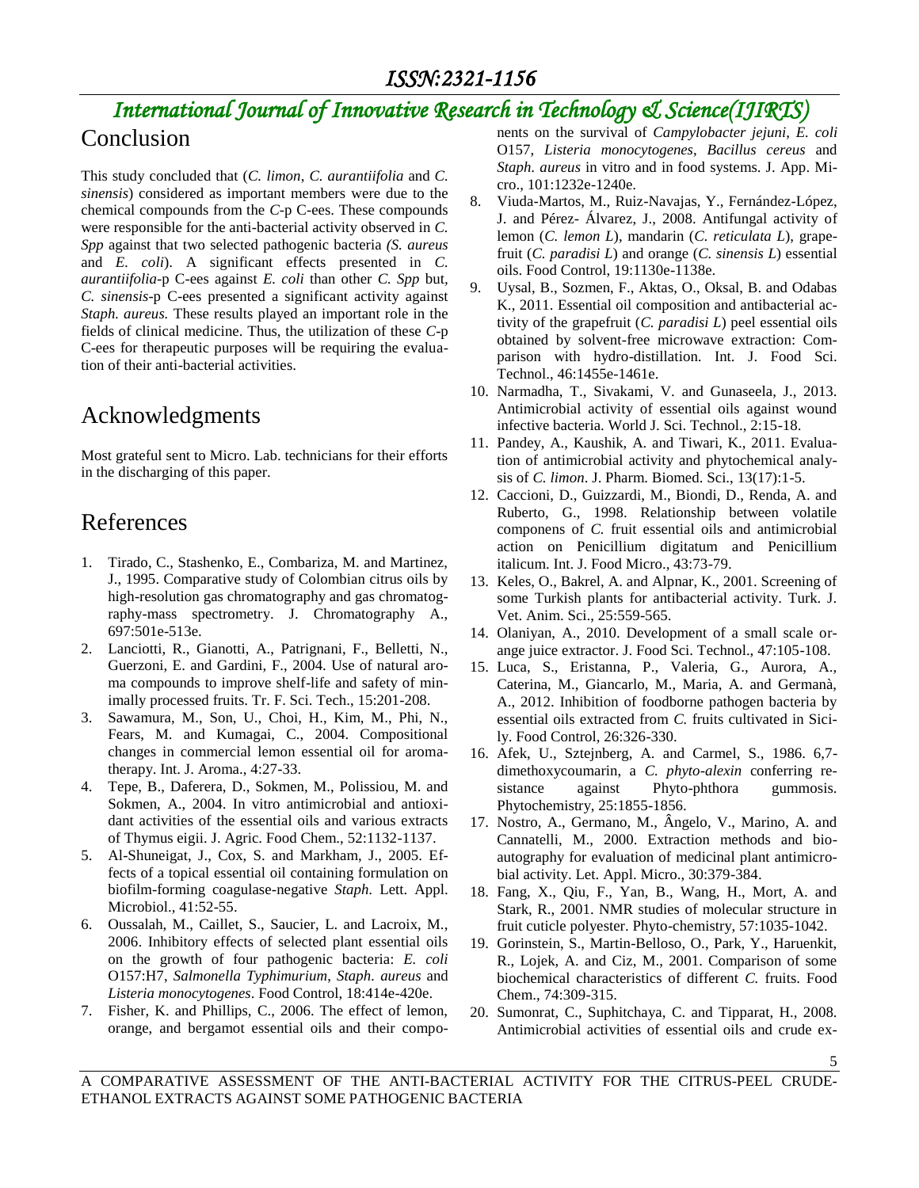## Conclusion

This study concluded that (*C. limon*, *C. aurantiifolia* and *C. sinensis*) considered as important members were due to the chemical compounds from the *C*-p C-ees. These compounds were responsible for the anti-bacterial activity observed in *C. Spp* against that two selected pathogenic bacteria *(S. aureus* and *E. coli*). A significant effects presented in *C. aurantiifolia*-p C-ees against *E. coli* than other *C. Spp* but, *C. sinensis*-p C-ees presented a significant activity against *Staph. aureus.* These results played an important role in the fields of clinical medicine. Thus, the utilization of these *C*-p C-ees for therapeutic purposes will be requiring the evaluation of their anti-bacterial activities.

## Acknowledgments

Most grateful sent to Micro. Lab. technicians for their efforts in the discharging of this paper.

## References

1. Tirado, C., Stashenko, E., Combariza, M. and Martinez, J., 1995. Comparative study of Colombian citrus oils by high-resolution gas chromatography and gas chromatography-mass spectrometry. J. Chromatography A., 697:501e-513e.
2. Lanciotti, R., Gianotti, A., Patrignani, F., Belletti, N., Guerzoni, E. and Gardini, F., 2004. Use of natural aroma compounds to improve shelf-life and safety of minimally processed fruits. Tr. F. Sci. Tech., 15:201-208.
3. Sawamura, M., Son, U., Choi, H., Kim, M., Phi, N., Fears, M. and Kumagai, C., 2004. Compositional changes in commercial lemon essential oil for aromatherapy. Int. J. Aroma., 4:27-33.
4. Tepe, B., Daferera, D., Sokmen, M., Polissiou, M. and Sokmen, A., 2004. In vitro antimicrobial and antioxidant activities of the essential oils and various extracts of Thymus eigii. J. Agric. Food Chem., 52:1132-1137.
5. Al-Shuneigat, J., Cox, S. and Markham, J., 2005. Effects of a topical essential oil containing formulation on biofilm-forming coagulase-negative *Staph*. Lett. Appl. Microbiol., 41:52-55.
6. Oussalah, M., Caillet, S., Saucier, L. and Lacroix, M., 2006. Inhibitory effects of selected plant essential oils on the growth of four pathogenic bacteria: *E. coli* O157:H7, *Salmonella Typhimurium*, *Staph. aureus* and *Listeria monocytogenes*. Food Control, 18:414e-420e.
7. Fisher, K. and Phillips, C., 2006. The effect of lemon, orange, and bergamot essential oils and their components on the survival of *Campylobacter jejuni*, *E. coli* O157, *Listeria monocytogenes*, *Bacillus cereus* and *Staph. aureus* in vitro and in food systems. J. App. Micro., 101:1232e-1240e.
8. Viuda-Martos, M., Ruiz-Navajas, Y., Fernández-López, J. and Pérez- Álvarez, J., 2008. Antifungal activity of lemon (*C. lemon L*), mandarin (*C. reticulata L*), grapefruit (*C. paradisi L*) and orange (*C. sinensis L*) essential oils. Food Control, 19:1130e-1138e.
9. Uysal, B., Sozmen, F., Aktas, O., Oksal, B. and Odabas K., 2011. Essential oil composition and antibacterial activity of the grapefruit (*C. paradisi L*) peel essential oils obtained by solvent-free microwave extraction: Comparison with hydro-distillation. Int. J. Food Sci. Technol., 46:1455e-1461e.
10. Narmadha, T., Sivakami, V. and Gunaseela, J., 2013. Antimicrobial activity of essential oils against wound infective bacteria. World J. Sci. Technol., 2:15-18.
11. Pandey, A., Kaushik, A. and Tiwari, K., 2011. Evaluation of antimicrobial activity and phytochemical analysis of *C. limon*. J. Pharm. Biomed. Sci., 13(17):1-5.
12. Caccioni, D., Guizzardi, M., Biondi, D., Renda, A. and Ruberto, G., 1998. Relationship between volatile componens of *C.* fruit essential oils and antimicrobial action on Penicillium digitatum and Penicillium italicum. Int. J. Food Micro., 43:73-79.
13. Keles, O., Bakrel, A. and Alpnar, K., 2001. Screening of some Turkish plants for antibacterial activity. Turk. J. Vet. Anim. Sci., 25:559-565.
14. Olaniyan, A., 2010. Development of a small scale orange juice extractor. J. Food Sci. Technol., 47:105-108.
15. Luca, S., Eristanna, P., Valeria, G., Aurora, A., Caterina, M., Giancarlo, M., Maria, A. and Germanà, A., 2012. Inhibition of foodborne pathogen bacteria by essential oils extracted from *C.* fruits cultivated in Sicily. Food Control, 26:326-330.
16. Afek, U., Sztejnberg, A. and Carmel, S., 1986. 6,7-dimethoxycoumarin, a *C. phyto-alexin* conferring resistance against Phyto-phthora gummosis. Phytochemistry, 25:1855-1856.
17. Nostro, A., Germano, M., Ângelo, V., Marino, A. and Cannatelli, M., 2000. Extraction methods and bioautography for evaluation of medicinal plant antimicrobial activity. Let. Appl. Micro., 30:379-384.
18. Fang, X., Qiu, F., Yan, B., Wang, H., Mort, A. and Stark, R., 2001. NMR studies of molecular structure in fruit cuticle polyester. Phyto-chemistry, 57:1035-1042.
19. Gorinstein, S., Martin-Belloso, O., Park, Y., Haruenkit, R., Lojek, A. and Ciz, M., 2001. Comparison of some biochemical characteristics of different *C.* fruits. Food Chem., 74:309-315.
20. Sumonrat, C., Suphitchaya, C. and Tipparat, H., 2008. Antimicrobial activities of essential oils and crude ex-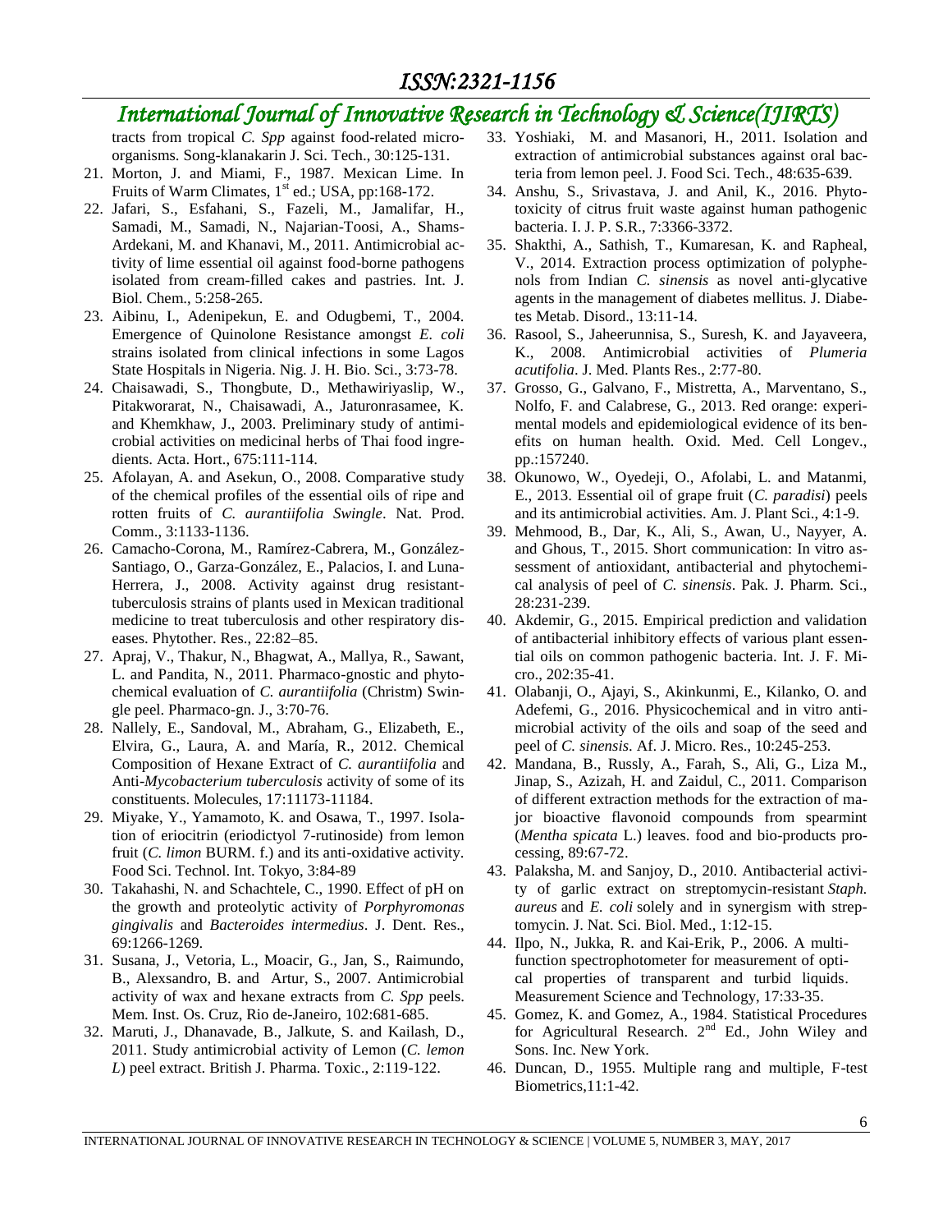tracts from tropical *C. Spp* against food-related microorganisms. Song-klanakarin J. Sci. Tech., 30:125-131.

21. Morton, J. and Miami, F., 1987. Mexican Lime. In Fruits of Warm Climates, 1st ed.; USA, pp:168-172.
22. Jafari, S., Esfahani, S., Fazeli, M., Jamalifar, H., Samadi, M., Samadi, N., Najarian-Toosi, A., Shams-Ardekani, M. and Khanavi, M., 2011. Antimicrobial activity of lime essential oil against food-borne pathogens isolated from cream-filled cakes and pastries. Int. J. Biol. Chem., 5:258-265.
23. Aibinu, I., Adenipekun, E. and Odugbemi, T., 2004. Emergence of Quinolone Resistance amongst *E. coli* strains isolated from clinical infections in some Lagos State Hospitals in Nigeria. Nig. J. H. Bio. Sci., 3:73-78.
24. Chaisawadi, S., Thongbute, D., Methawiriyaslip, W., Pitakworarat, N., Chaisawadi, A., Jaturonrasamee, K. and Khemkhaw, J., 2003. Preliminary study of antimicrobial activities on medicinal herbs of Thai food ingredients. Acta. Hort., 675:111-114.
25. Afolayan, A. and Asekun, O., 2008. Comparative study of the chemical profiles of the essential oils of ripe and rotten fruits of *C. aurantiifolia Swingle*. Nat. Prod. Comm., 3:1133-1136.
26. Camacho-Corona, M., Ramírez-Cabrera, M., González-Santiago, O., Garza-González, E., Palacios, I. and Luna-Herrera, J., 2008. Activity against drug resistant-tuberculosis strains of plants used in Mexican traditional medicine to treat tuberculosis and other respiratory diseases. Phytother. Res., 22:82–85.
27. Apraj, V., Thakur, N., Bhagwat, A., Mallya, R., Sawant, L. and Pandita, N., 2011. Pharmaco-gnostic and phytochemical evaluation of *C. aurantiifolia* (Christm) Swingle peel. Pharmaco-gn. J., 3:70-76.
28. Nallely, E., Sandoval, M., Abraham, G., Elizabeth, E., Elvira, G., Laura, A. and María, R., 2012. Chemical Composition of Hexane Extract of *C. aurantiifolia* and Anti-*Mycobacterium tuberculosis* activity of some of its constituents. Molecules, 17:11173-11184.
29. Miyake, Y., Yamamoto, K. and Osawa, T., 1997. Isolation of eriocitrin (eriodictyol 7-rutinoside) from lemon fruit (*C. limon* BURM. f.) and its anti-oxidative activity. Food Sci. Technol. Int. Tokyo, 3:84-89
30. Takahashi, N. and Schachtele, C., 1990. Effect of pH on the growth and proteolytic activity of *Porphyromonas gingivalis* and *Bacteroides intermedius*. J. Dent. Res., 69:1266-1269.
31. Susana, J., Vetoria, L., Moacir, G., Jan, S., Raimundo, B., Alexsandro, B. and Artur, S., 2007. Antimicrobial activity of wax and hexane extracts from *C. Spp* peels. Mem. Inst. Os. Cruz, Rio de-Janeiro, 102:681-685.
32. Maruti, J., Dhanavade, B., Jalkute, S. and Kailash, D., 2011. Study antimicrobial activity of Lemon (*C. lemon L*) peel extract. British J. Pharma. Toxic., 2:119-122.
33. Yoshiaki, M. and Masanori, H., 2011. Isolation and extraction of antimicrobial substances against oral bacteria from lemon peel. J. Food Sci. Tech., 48:635-639.
34. Anshu, S., Srivastava, J. and Anil, K., 2016. Phytotoxicity of citrus fruit waste against human pathogenic bacteria. I. J. P. S.R., 7:3366-3372.
35. Shakthi, A., Sathish, T., Kumaresan, K. and Rapheal, V., 2014. Extraction process optimization of polyphenols from Indian *C. sinensis* as novel anti-glycative agents in the management of diabetes mellitus. J. Diabetes Metab. Disord., 13:11-14.
36. Rasool, S., Jaheerunnisa, S., Suresh, K. and Jayaveera, K., 2008. Antimicrobial activities of *Plumeria acutifolia*. J. Med. Plants Res., 2:77-80.
37. Grosso, G., Galvano, F., Mistretta, A., Marventano, S., Nolfo, F. and Calabrese, G., 2013. Red orange: experimental models and epidemiological evidence of its benefits on human health. Oxid. Med. Cell Longev., pp.:157240.
38. Okunowo, W., Oyedeji, O., Afolabi, L. and Matanmi, E., 2013. Essential oil of grape fruit (*C. paradisi*) peels and its antimicrobial activities. Am. J. Plant Sci., 4:1-9.
39. Mehmood, B., Dar, K., Ali, S., Awan, U., Nayyer, A. and Ghous, T., 2015. Short communication: In vitro assessment of antioxidant, antibacterial and phytochemical analysis of peel of *C. sinensis*. Pak. J. Pharm. Sci., 28:231-239.
40. Akdemir, G., 2015. Empirical prediction and validation of antibacterial inhibitory effects of various plant essential oils on common pathogenic bacteria. Int. J. F. Micro., 202:35-41.
41. Olabanji, O., Ajayi, S., Akinkunmi, E., Kilanko, O. and Adefemi, G., 2016. Physicochemical and in vitro antimicrobial activity of the oils and soap of the seed and peel of *C. sinensis*. Af. J. Micro. Res., 10:245-253.
42. Mandana, B., Russly, A., Farah, S., Ali, G., Liza M., Jinap, S., Azizah, H. and Zaidul, C., 2011. Comparison of different extraction methods for the extraction of major bioactive flavonoid compounds from spearmint (*Mentha spicata* L.) leaves. food and bio-products processing, 89:67-72.
43. Palaksha, M. and Sanjoy, D., 2010. Antibacterial activity of garlic extract on streptomycin-resistant *Staph. aureus* and *E. coli* solely and in synergism with streptomycin. J. Nat. Sci. Biol. Med., 1:12-15.
44. Ilpo, N., Jukka, R. and Kai-Erik, P., 2006. A multifunction spectrophotometer for measurement of optical properties of transparent and turbid liquids. Measurement Science and Technology, 17:33-35.
45. Gomez, K. and Gomez, A., 1984. Statistical Procedures for Agricultural Research. 2nd Ed., John Wiley and Sons. Inc. New York.
46. Duncan, D., 1955. Multiple rang and multiple, F-test Biometrics,11:1-42.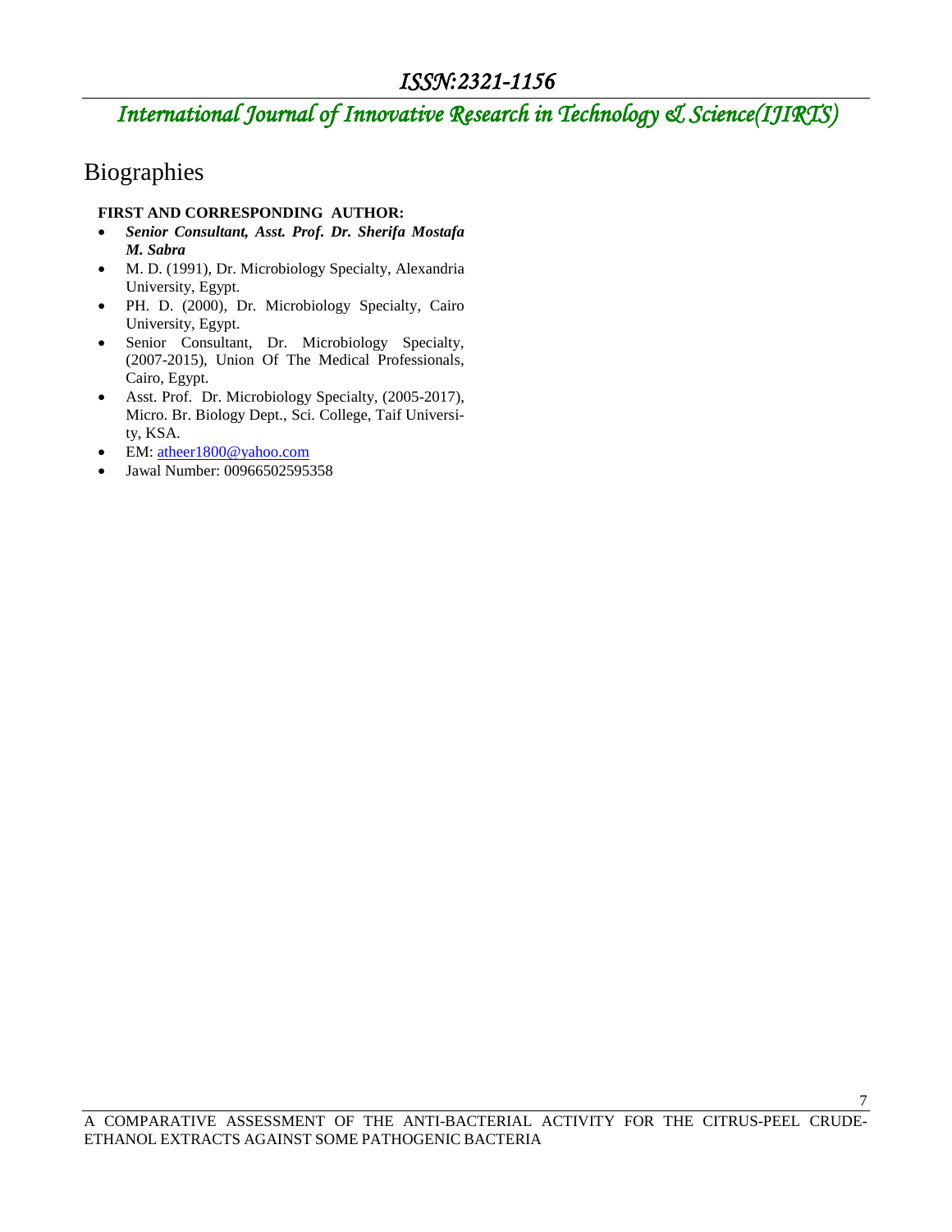# Biographies

**FIRST AND CORRESPONDING AUTHOR:**

- ***Senior Consultant, Asst. Prof. Dr. Sherifa Mostafa M. Sabra***
- M. D. (1991), Dr. Microbiology Specialty, Alexandria University, Egypt.
- PH. D. (2000), Dr. Microbiology Specialty, Cairo University, Egypt.
- Senior Consultant, Dr. Microbiology Specialty, (2007-2015), Union Of The Medical Professionals, Cairo, Egypt.
- Asst. Prof. Dr. Microbiology Specialty, (2005-2017), Micro. Br. Biology Dept., Sci. College, Taif University, KSA.
- EM: atheer1800@yahoo.com
- Jawal Number: 00966502595358